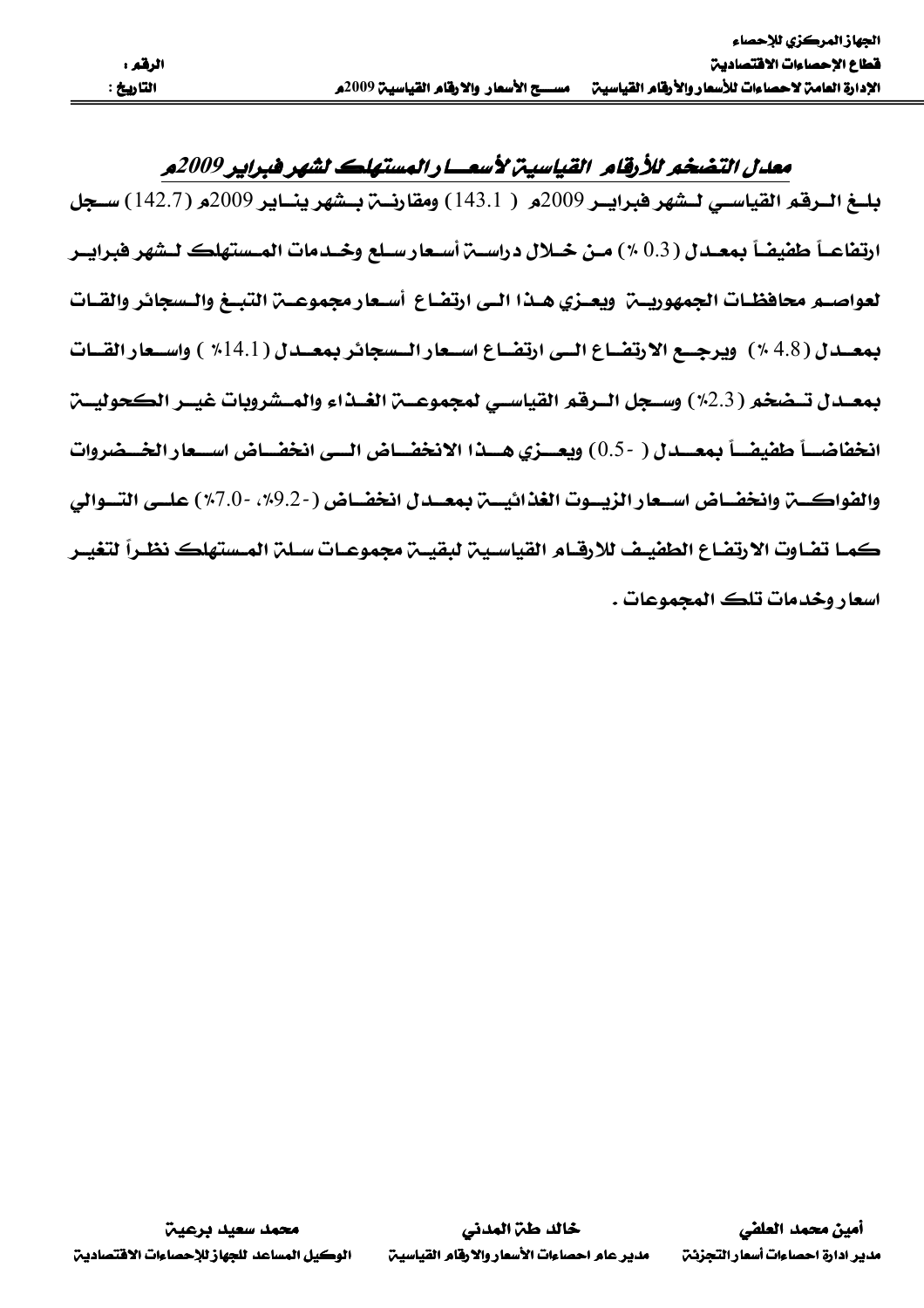الجهاز المركزي للإحصاء
قطاع الإحصاءات الاقتصادية
الإدارة العامة لاحصاءات للأسعار والأرقام القياسية      مســح الأسعار والارقام القياسية 2009م

الرقم :
التاريخ :

## معدل التضخم للأرقام القياسية لأسعار المستهلك لشهر فبراير 2009م

بلغ الرقم القياسي لشهر فبراير 2009م ( 143.1) ومقارنة بشهر يناير 2009م (142.7) سجل ارتفاعاً طفيفاً بمعدل (0.3 ٪) من خلال دراسة أسعار سلع وخدمات المستهلك لشهر فبراير لعواصم محافظات الجمهورية ويعزي هذا الى ارتفاع أسعار مجموعة التبغ والسجائر والقات بمعدل (4.8 ٪) ويرجع الارتفاع الى ارتفاع اسعار السجائر بمعدل (14.1٪ ) واسعار القات بمعدل تضخم (2.3٪) وسجل الرقم القياسي لمجموعة الغذاء والمشروبات غير الكحولية انخفاضاً طفيفاً بمعدل ( -0.5) ويعزي هذا الانخفاض الى انخفاض اسعار الخضروات والفواكة وانخفاض اسعار الزيوت الغذائية بمعدل انخفاض (-9.2٪، -7.0٪) على التوالي كما تفاوت الارتفاع الطفيف للارقام القياسية لبقية مجموعات سلة المستهلك نظراً لتغير اسعار وخدمات تلك المجموعات .

| محمد سعيد برعية | خالد طه المدني | أمين محمد العلفي |
| --- | --- | --- |
| الوكيل المساعد للجهاز للإحصاءات الاقتصادية | مدير عام احصاءات الأسعار والارقام القياسية | مدير ادارة احصاءات أسعار التجزئة |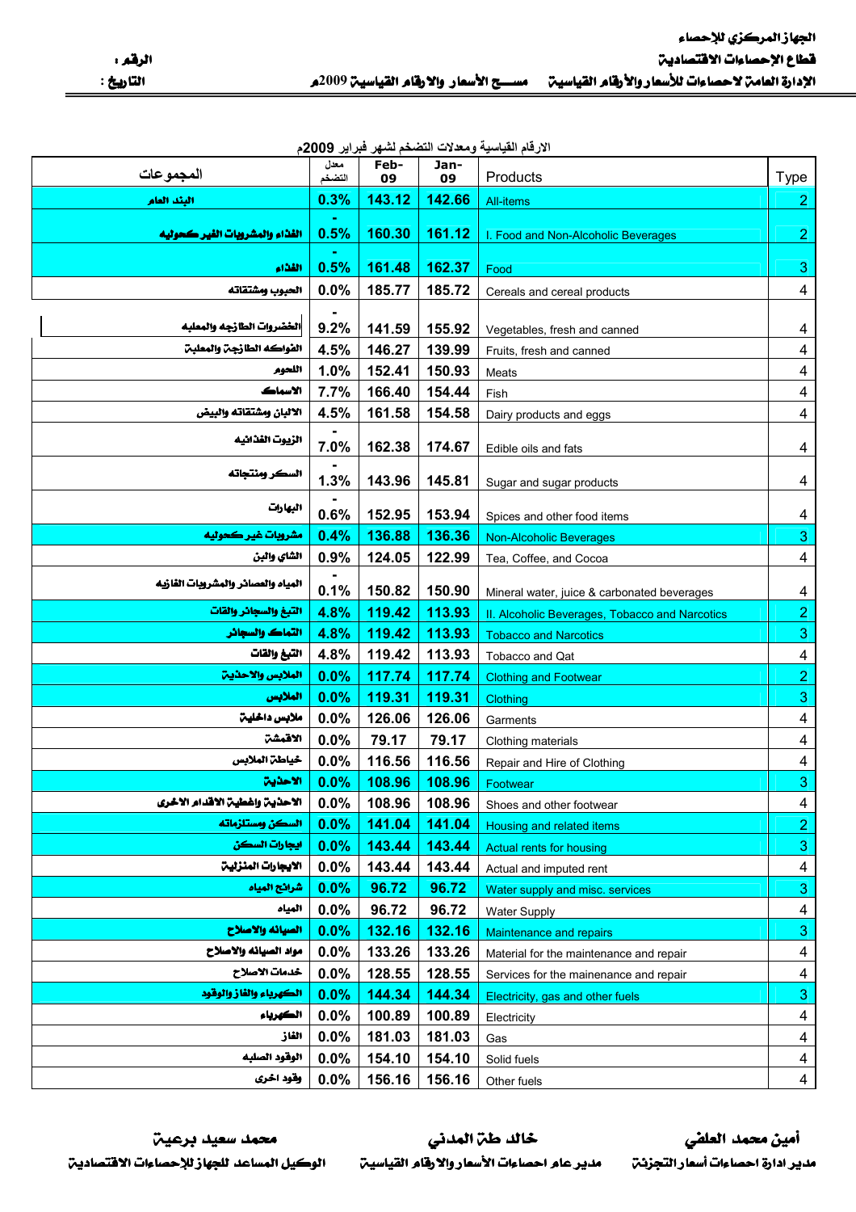الجهاز المركزي للإحصاء
قطاع الإحصاءات الاقتصادية
الإدارة العامة لاحصاءات للأسعار والأرقام القياسية — مســــح الأسعار والارقام القياسية 2009م

الرقم :
التاريخ :

الارقام القياسية ومعدلات التضخم لشهر فبراير 2009م

| المجموعات | معدل التضخم | Feb-09 | Jan-09 | Products | Type |
|---|---|---|---|---|---|
| البند العام | 0.3% | 143.12 | 142.66 | All-items | 2 |
| الغذاء والمشروبات الغير كحوليه | -0.5% | 160.30 | 161.12 | I. Food and Non-Alcoholic Beverages | 2 |
| الغذاء | -0.5% | 161.48 | 162.37 | Food | 3 |
| الحبوب ومشتقاته | 0.0% | 185.77 | 185.72 | Cereals and cereal products | 4 |
| الخضروات الطازجه والمعلبه | -9.2% | 141.59 | 155.92 | Vegetables, fresh and canned | 4 |
| الفواكه الطازجة والمعلبة | 4.5% | 146.27 | 139.99 | Fruits, fresh and canned | 4 |
| اللحوم | 1.0% | 152.41 | 150.93 | Meats | 4 |
| الاسماك | 7.7% | 166.40 | 154.44 | Fish | 4 |
| الالبان ومشتقاته والبيض | 4.5% | 161.58 | 154.58 | Dairy products and eggs | 4 |
| الزيوت الغذائيه | -7.0% | 162.38 | 174.67 | Edible oils and fats | 4 |
| السكر ومنتجاته | -1.3% | 143.96 | 145.81 | Sugar and sugar products | 4 |
| البهارات | -0.6% | 152.95 | 153.94 | Spices and other food items | 4 |
| مشروبات غير كحوليه | 0.4% | 136.88 | 136.36 | Non-Alcoholic Beverages | 3 |
| الشاي والبن | 0.9% | 124.05 | 122.99 | Tea, Coffee, and Cocoa | 4 |
| المياه والعصائر والمشروبات الغازيه | -0.1% | 150.82 | 150.90 | Mineral water, juice & carbonated beverages | 4 |
| التبغ والسجائر والقات | 4.8% | 119.42 | 113.93 | II. Alcoholic Beverages, Tobacco and Narcotics | 2 |
| التمباك والسجائر | 4.8% | 119.42 | 113.93 | Tobacco and Narcotics | 3 |
| التبغ والقات | 4.8% | 119.42 | 113.93 | Tobacco and Qat | 4 |
| الملابس والاحذية | 0.0% | 117.74 | 117.74 | Clothing and Footwear | 2 |
| الملابس | 0.0% | 119.31 | 119.31 | Clothing | 3 |
| ملابس داخلية | 0.0% | 126.06 | 126.06 | Garments | 4 |
| الاقمشة | 0.0% | 79.17 | 79.17 | Clothing materials | 4 |
| خياطة الملابس | 0.0% | 116.56 | 116.56 | Repair and Hire of Clothing | 4 |
| الاحذية | 0.0% | 108.96 | 108.96 | Footwear | 3 |
| الاحذية واغطية الاقدام الاخرى | 0.0% | 108.96 | 108.96 | Shoes and other footwear | 4 |
| السكن ومستلزماته | 0.0% | 141.04 | 141.04 | Housing and related items | 2 |
| ايجارات السكن | 0.0% | 143.44 | 143.44 | Actual rents for housing | 3 |
| الايجارات المنزلية | 0.0% | 143.44 | 143.44 | Actual and imputed rent | 4 |
| شرائح المياه | 0.0% | 96.72 | 96.72 | Water supply and misc. services | 3 |
| المياه | 0.0% | 96.72 | 96.72 | Water Supply | 4 |
| الصيانه والاصلاح | 0.0% | 132.16 | 132.16 | Maintenance and repairs | 3 |
| مواد الصيانه والاصلاح | 0.0% | 133.26 | 133.26 | Material for the maintenance and repair | 4 |
| خدمات الاصلاح | 0.0% | 128.55 | 128.55 | Services for the mainenance and repair | 4 |
| الكهرباء والغازوالوقود | 0.0% | 144.34 | 144.34 | Electricity, gas and other fuels | 3 |
| الكهرباء | 0.0% | 100.89 | 100.89 | Electricity | 4 |
| الغاز | 0.0% | 181.03 | 181.03 | Gas | 4 |
| الوقود الصلبه | 0.0% | 154.10 | 154.10 | Solid fuels | 4 |
| وقود اخرى | 0.0% | 156.16 | 156.16 | Other fuels | 4 |

أمين محمد العلفي — مدير ادارة احصاءات أسعار التجزئة

خالد طة المدني — مدير عام احصاءات الأسعار والارقام القياسية

محمد سعيد برعية — الوكيل المساعد للجهاز للإحصاءات الاقتصادية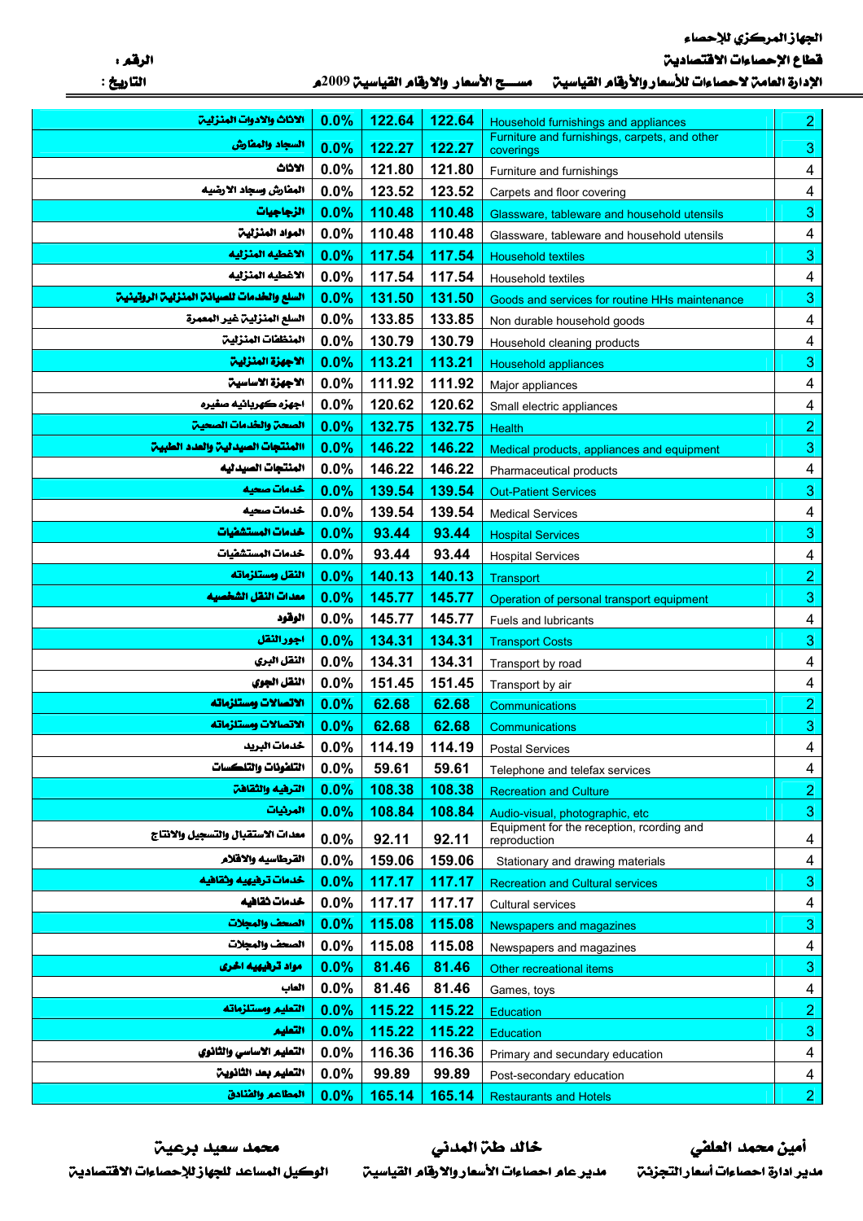الجهاز المركزي للإحصاء

قطاع الإحصاءات الاقتصادية

الإدارة العامة لاحصاءات للأسعار والأرقام القياسية — مســح الأسعار والارقام القياسية 2009م

الرقم :

التاريخ :

| | | | | | |
|---|---|---|---|---|---|
| الاثاث والادوات المنزلية | 0.0% | 122.64 | 122.64 | Household furnishings and appliances | 2 |
| السجاد والمفارش | 0.0% | 122.27 | 122.27 | Furniture and furnishings, carpets, and other coverings | 3 |
| الاثاث | 0.0% | 121.80 | 121.80 | Furniture and furnishings | 4 |
| المفارش وسجاد الارضيه | 0.0% | 123.52 | 123.52 | Carpets and floor covering | 4 |
| الزجاجيات | 0.0% | 110.48 | 110.48 | Glassware, tableware and household utensils | 3 |
| المواد المنزلية | 0.0% | 110.48 | 110.48 | Glassware, tableware and household utensils | 4 |
| الاغطيه المنزليه | 0.0% | 117.54 | 117.54 | Household textiles | 3 |
| الاغطيه المنزليه | 0.0% | 117.54 | 117.54 | Household textiles | 4 |
| السلع والخدمات للصيانة المنزلية الروتينية | 0.0% | 131.50 | 131.50 | Goods and services for routine HHs maintenance | 3 |
| السلع المنزلية غير المعمرة | 0.0% | 133.85 | 133.85 | Non durable household goods | 4 |
| المنظفات المنزلية | 0.0% | 130.79 | 130.79 | Household cleaning products | 4 |
| الاجهزة المنزلية | 0.0% | 113.21 | 113.21 | Household appliances | 3 |
| الاجهزة الاساسية | 0.0% | 111.92 | 111.92 | Major appliances | 4 |
| اجهزه كهربائيه صغيره | 0.0% | 120.62 | 120.62 | Small electric appliances | 4 |
| الصحة والخدمات الصحية | 0.0% | 132.75 | 132.75 | Health | 2 |
| المنتجات الصيدلية والعدد الطبية | 0.0% | 146.22 | 146.22 | Medical products, appliances and equipment | 3 |
| المنتجات الصيدليه | 0.0% | 146.22 | 146.22 | Pharmaceutical products | 4 |
| خدمات صحيه | 0.0% | 139.54 | 139.54 | Out-Patient Services | 3 |
| خدمات صحيه | 0.0% | 139.54 | 139.54 | Medical Services | 4 |
| خدمات المستشفيات | 0.0% | 93.44 | 93.44 | Hospital Services | 3 |
| خدمات المستشفيات | 0.0% | 93.44 | 93.44 | Hospital Services | 4 |
| النقل ومستلزماته | 0.0% | 140.13 | 140.13 | Transport | 2 |
| معدات النقل الشخصيه | 0.0% | 145.77 | 145.77 | Operation of personal transport equipment | 3 |
| الوقود | 0.0% | 145.77 | 145.77 | Fuels and lubricants | 4 |
| اجور النقل | 0.0% | 134.31 | 134.31 | Transport Costs | 3 |
| النقل البري | 0.0% | 134.31 | 134.31 | Transport by road | 4 |
| النقل الجوي | 0.0% | 151.45 | 151.45 | Transport by air | 4 |
| الاتصالات ومستلزماته | 0.0% | 62.68 | 62.68 | Communications | 2 |
| الاتصالات ومستلزماته | 0.0% | 62.68 | 62.68 | Communications | 3 |
| خدمات البريد | 0.0% | 114.19 | 114.19 | Postal Services | 4 |
| التلفونات والتلكسات | 0.0% | 59.61 | 59.61 | Telephone and telefax services | 4 |
| الترفيه والثقافة | 0.0% | 108.38 | 108.38 | Recreation and Culture | 2 |
| المرئيات | 0.0% | 108.84 | 108.84 | Audio-visual, photographic, etc | 3 |
| معدات الاستقبال والتسجيل والانتاج | 0.0% | 92.11 | 92.11 | Equipment for the reception, rcording and reproduction | 4 |
| القرطاسيه والاقلام | 0.0% | 159.06 | 159.06 | Stationary and drawing materials | 4 |
| خدمات ترفيهيه وثقافيه | 0.0% | 117.17 | 117.17 | Recreation and Cultural services | 3 |
| خدمات ثقافيه | 0.0% | 117.17 | 117.17 | Cultural services | 4 |
| الصحف والمجلات | 0.0% | 115.08 | 115.08 | Newspapers and magazines | 3 |
| الصحف والمجلات | 0.0% | 115.08 | 115.08 | Newspapers and magazines | 4 |
| مواد ترفيهيه اخرى | 0.0% | 81.46 | 81.46 | Other recreational items | 3 |
| العاب | 0.0% | 81.46 | 81.46 | Games, toys | 4 |
| التعليم ومستلزماته | 0.0% | 115.22 | 115.22 | Education | 2 |
| التعليم | 0.0% | 115.22 | 115.22 | Education | 3 |
| التعليم الاساسي والثانوي | 0.0% | 116.36 | 116.36 | Primary and secundary education | 4 |
| التعليم بعد الثانوية | 0.0% | 99.89 | 99.89 | Post-secondary education | 4 |
| المطاعم والفنادق | 0.0% | 165.14 | 165.14 | Restaurants and Hotels | 2 |

محمد سعيد برعية — الوكيل المساعد للجهاز للإحصاءات الاقتصادية

خالد طه المدني — مدير عام احصاءات الأسعار والأرقام القياسية

أمين محمد العلفي — مدير ادارة احصاءات أسعار التجزئة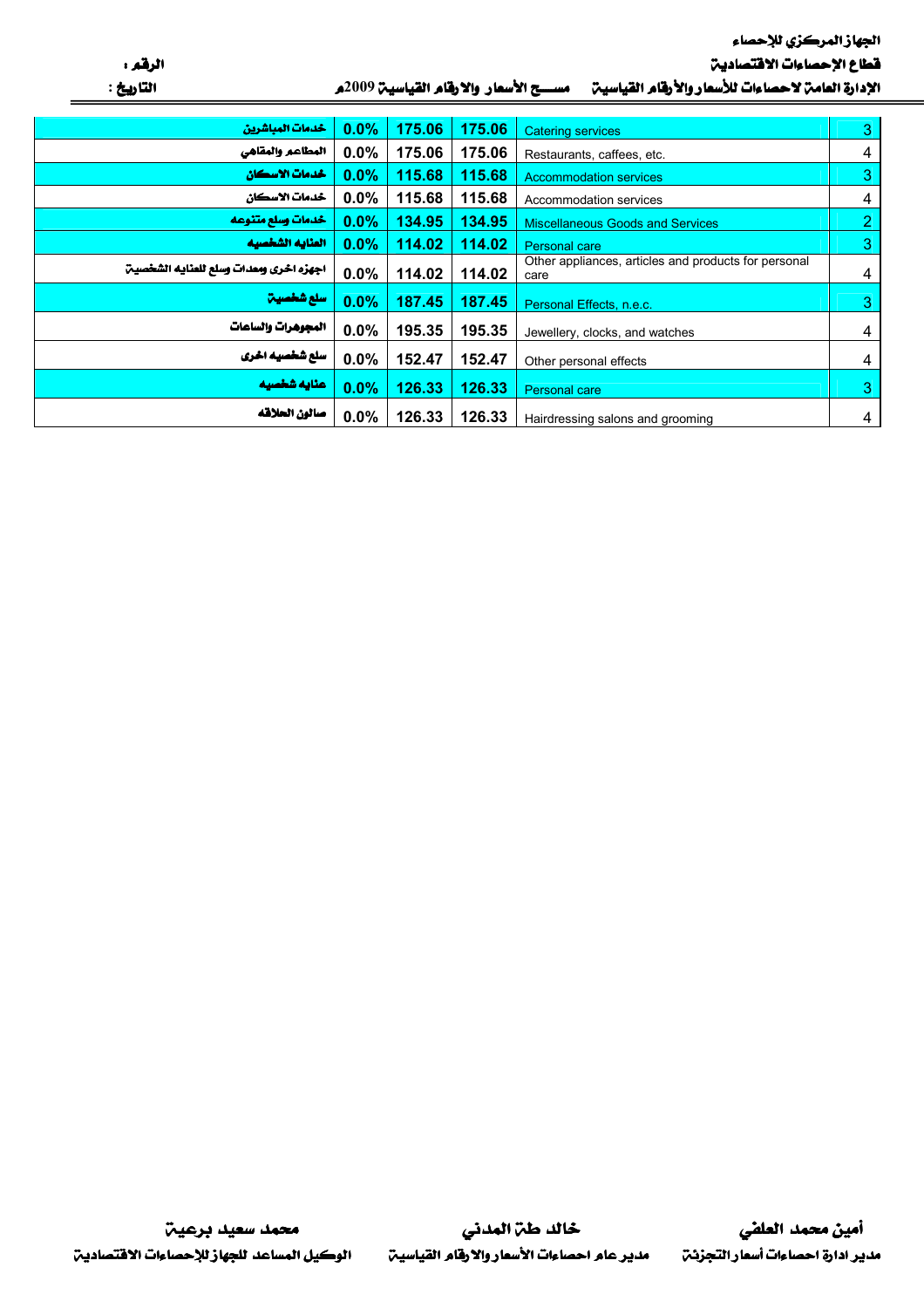الجهاز المركزي للإحصاء

قطاع الإحصاءات الاقتصادية

الإدارة العامة لاحصاءات للأسعار والأرقام القياسية　　مســـح الأسعار والارقام القياسية 2009م

الرقم :

التاريخ :

| | | | | | |
|---|---|---|---|---|---|
| خدمات المباشرين | 0.0% | 175.06 | 175.06 | Catering services | 3 |
| المطاعم والمقاهي | 0.0% | 175.06 | 175.06 | Restaurants, caffees, etc. | 4 |
| خدمات الاسكان | 0.0% | 115.68 | 115.68 | Accommodation services | 3 |
| خدمات الاسكان | 0.0% | 115.68 | 115.68 | Accommodation services | 4 |
| خدمات وسلع متنوعه | 0.0% | 134.95 | 134.95 | Miscellaneous Goods and Services | 2 |
| العنايه الشخصيه | 0.0% | 114.02 | 114.02 | Personal care | 3 |
| اجهزه اخرى ومعدات وسلع للعنايه الشخصية | 0.0% | 114.02 | 114.02 | Other appliances, articles and products for personal care | 4 |
| سلع شخصية | 0.0% | 187.45 | 187.45 | Personal Effects, n.e.c. | 3 |
| المجوهرات والساعات | 0.0% | 195.35 | 195.35 | Jewellery, clocks, and watches | 4 |
| سلع شخصيه اخرى | 0.0% | 152.47 | 152.47 | Other personal effects | 4 |
| عنايه شخصيه | 0.0% | 126.33 | 126.33 | Personal care | 3 |
| صالون الحلاقه | 0.0% | 126.33 | 126.33 | Hairdressing salons and grooming | 4 |

| | | |
|---|---|---|
| **أمين محمد العلفي** | **خالد طه المدني** | **محمد سعيد برعية** |
| مدير ادارة احصاءات أسعار التجزئة | مدير عام احصاءات الأسعار والارقام القياسية | الوكيل المساعد للجهاز للإحصاءات الاقتصادية |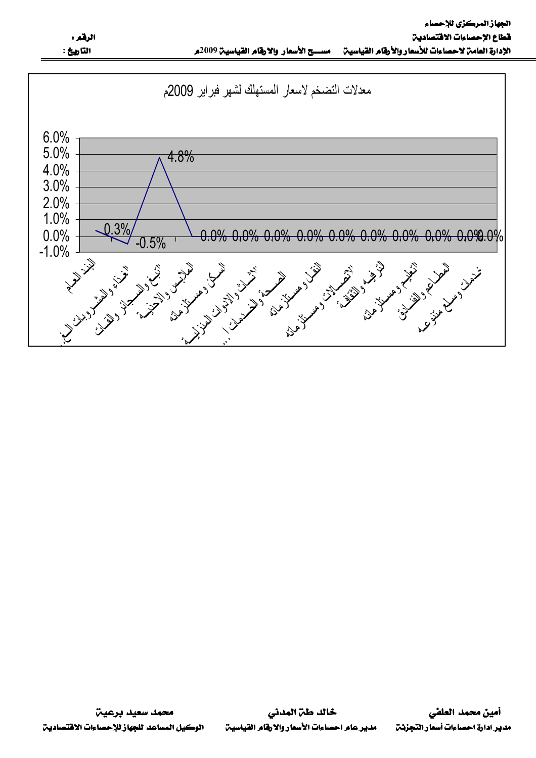الجهاز المركزي للإحصاء

قطاع الإحصاءات الاقتصادية

الإدارة العامة لاحصاءات للأسعار والأرقام القياسية مســـح الأسعار والارقام القياسية 2009م

الرقم :

التاريخ :

معدلات التضخم لاسعار المستهلك لشهر فبراير 2009م

6.0%
5.0%
4.0%
3.0%
2.0%
1.0%
0.0%
-1.0%

0.3%
-0.5%
4.8%
0.0% 0.0% 0.0% 0.0% 0.0% 0.0% 0.0% 0.0% 0.0% 0.0%

البند العام
الغذاء والمشروبات الغ...
التبغ والسجائر والقات
الملابس والاحذية
السكن ومستلزماته
الاثاث والادوات المنزلية
الصحة والخدمات ا...
النقل ومستلزماته
الاتصالات ومستلزماته
الترفيه والثقافة
التعليم ومستلزماته
المطاعم والفنادق
خدمات وسلع متنوعه

محمد سعيد برعية
الوكيل المساعد للجهاز للإحصاءات الاقتصادية

خالد طه المدني
مدير عام احصاءات الأسعار والارقام القياسية

أمين محمد العلفي
مدير ادارة احصاءات أسعار التجزئة